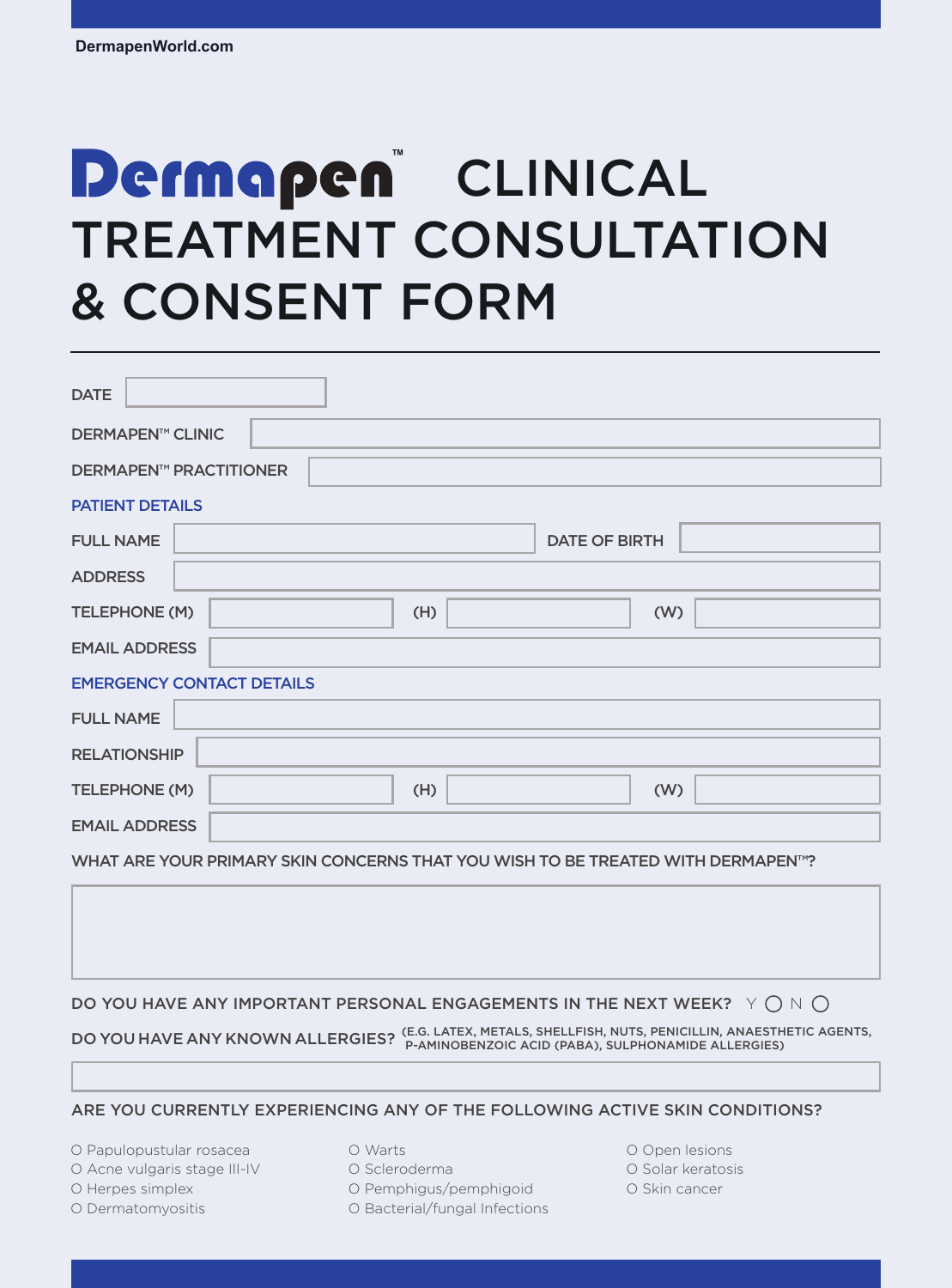DermapenWorld.com

# Dermapen™ CLINICAL TREATMENT CONSULTATION & CONSENT FORM

DATE

DERMAPEN™ CLINIC

DERMAPEN™ PRACTITIONER

## PATIENT DETAILS

FULL NAME

DATE OF BIRTH

ADDRESS

TELEPHONE (M) (H) (W)

EMAIL ADDRESS

## EMERGENCY CONTACT DETAILS

FULL NAME

RELATIONSHIP

TELEPHONE (M) (H) (W)

EMAIL ADDRESS

WHAT ARE YOUR PRIMARY SKIN CONCERNS THAT YOU WISH TO BE TREATED WITH DERMAPEN™?

DO YOU HAVE ANY IMPORTANT PERSONAL ENGAGEMENTS IN THE NEXT WEEK? Y ◯ N ◯

DO YOU HAVE ANY KNOWN ALLERGIES? (E.G. LATEX, METALS, SHELLFISH, NUTS, PENICILLIN, ANAESTHETIC AGENTS, P-AMINOBENZOIC ACID (PABA), SULPHONAMIDE ALLERGIES)

ARE YOU CURRENTLY EXPERIENCING ANY OF THE FOLLOWING ACTIVE SKIN CONDITIONS?

- O Papulopustular rosacea
- O Acne vulgaris stage III-IV
- O Herpes simplex
- O Dermatomyositis
- O Warts
- O Scleroderma
- O Pemphigus/pemphigoid
- O Bacterial/fungal Infections
- O Open lesions
- O Solar keratosis
- O Skin cancer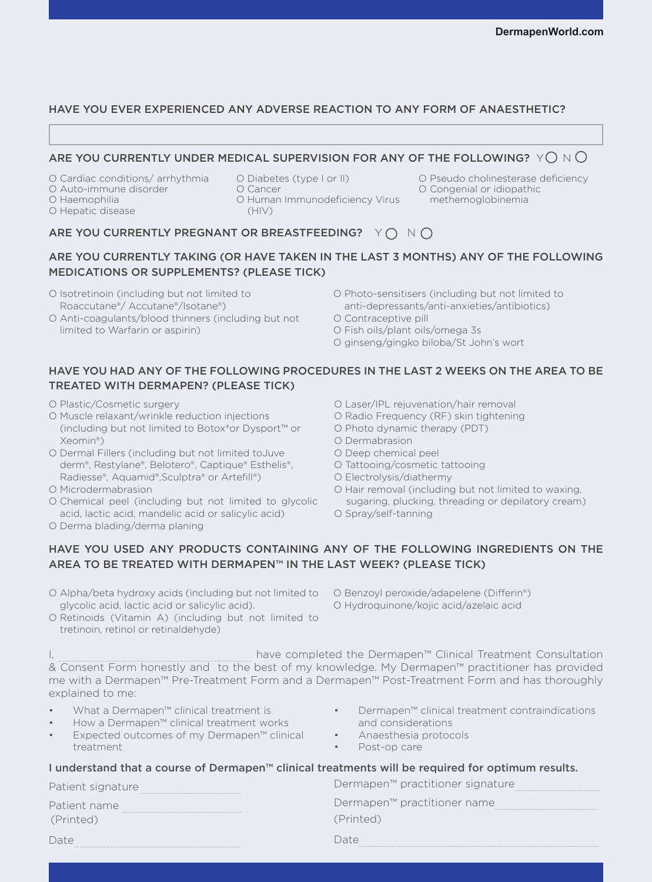## HAVE YOU EVER EXPERIENCED ANY ADVERSE REACTION TO ANY FORM OF ANAESTHETIC?

## ARE YOU CURRENTLY UNDER MEDICAL SUPERVISION FOR ANY OF THE FOLLOWING? Y ◯ N ◯

- O Cardiac conditions/ arrhythmia
- O Auto-immune disorder
- O Haemophilia
- O Hepatic disease
- O Diabetes (type I or II)
- O Cancer
- O Human Immunodeficiency Virus (HIV)
- O Pseudo cholinesterase deficiency
- O Congenial or idiopathic methemoglobinemia

## ARE YOU CURRENTLY PREGNANT OR BREASTFEEDING? Y ◯ N ◯

## ARE YOU CURRENTLY TAKING (OR HAVE TAKEN IN THE LAST 3 MONTHS) ANY OF THE FOLLOWING MEDICATIONS OR SUPPLEMENTS? (PLEASE TICK)

- O Isotretinoin (including but not limited to Roaccutane®/ Accutane®/Isotane®)
- O Anti-coagulants/blood thinners (including but not limited to Warfarin or aspirin)
- O Photo-sensitisers (including but not limited to anti-depressants/anti-anxieties/antibiotics)
- O Contraceptive pill
- O Fish oils/plant oils/omega 3s
- O ginseng/gingko biloba/St John's wort

## HAVE YOU HAD ANY OF THE FOLLOWING PROCEDURES IN THE LAST 2 WEEKS ON THE AREA TO BE TREATED WITH DERMAPEN? (PLEASE TICK)

- O Plastic/Cosmetic surgery
- O Muscle relaxant/wrinkle reduction injections (including but not limited to Botox®or Dysport™ or Xeomin®)
- O Dermal Fillers (including but not limited toJuve derm®, Restylane®, Belotero®, Captique® Esthelis®, Radiesse®, Aquamid®,Sculptra® or Artefill®)
- O Microdermabrasion
- O Chemical peel (including but not limited to glycolic acid, lactic acid, mandelic acid or salicylic acid)
- O Derma blading/derma planing
- O Laser/IPL rejuvenation/hair removal
- O Radio Frequency (RF) skin tightening
- O Photo dynamic therapy (PDT)
- O Dermabrasion
- O Deep chemical peel
- O Tattooing/cosmetic tattooing
- O Electrolysis/diathermy
- O Hair removal (including but not limited to waxing, sugaring, plucking, threading or depilatory cream)
- O Spray/self-tanning

## HAVE YOU USED ANY PRODUCTS CONTAINING ANY OF THE FOLLOWING INGREDIENTS ON THE AREA TO BE TREATED WITH DERMAPEN™ IN THE LAST WEEK? (PLEASE TICK)

- O Alpha/beta hydroxy acids (including but not limited to glycolic acid, lactic acid or salicylic acid).
- O Retinoids (Vitamin A) (including but not limited to tretinoin, retinol or retinaldehyde)
- O Benzoyl peroxide/adapelene (Differin®)
- O Hydroquinone/kojic acid/azelaic acid

I, ______________________ have completed the Dermapen™ Clinical Treatment Consultation & Consent Form honestly and to the best of my knowledge. My Dermapen™ practitioner has provided me with a Dermapen™ Pre-Treatment Form and a Dermapen™ Post-Treatment Form and has thoroughly explained to me:

- What a Dermapen™ clinical treatment is
- How a Dermapen™ clinical treatment works
- Expected outcomes of my Dermapen™ clinical treatment
- Dermapen™ clinical treatment contraindications and considerations
- Anaesthesia protocols
- Post-op care

**I understand that a course of Dermapen™ clinical treatments will be required for optimum results.**

Patient signature ______________________

Patient name (Printed) ______________________

Date ______________________

Dermapen™ practitioner signature ______________________

Dermapen™ practitioner name (Printed) ______________________

Date ______________________